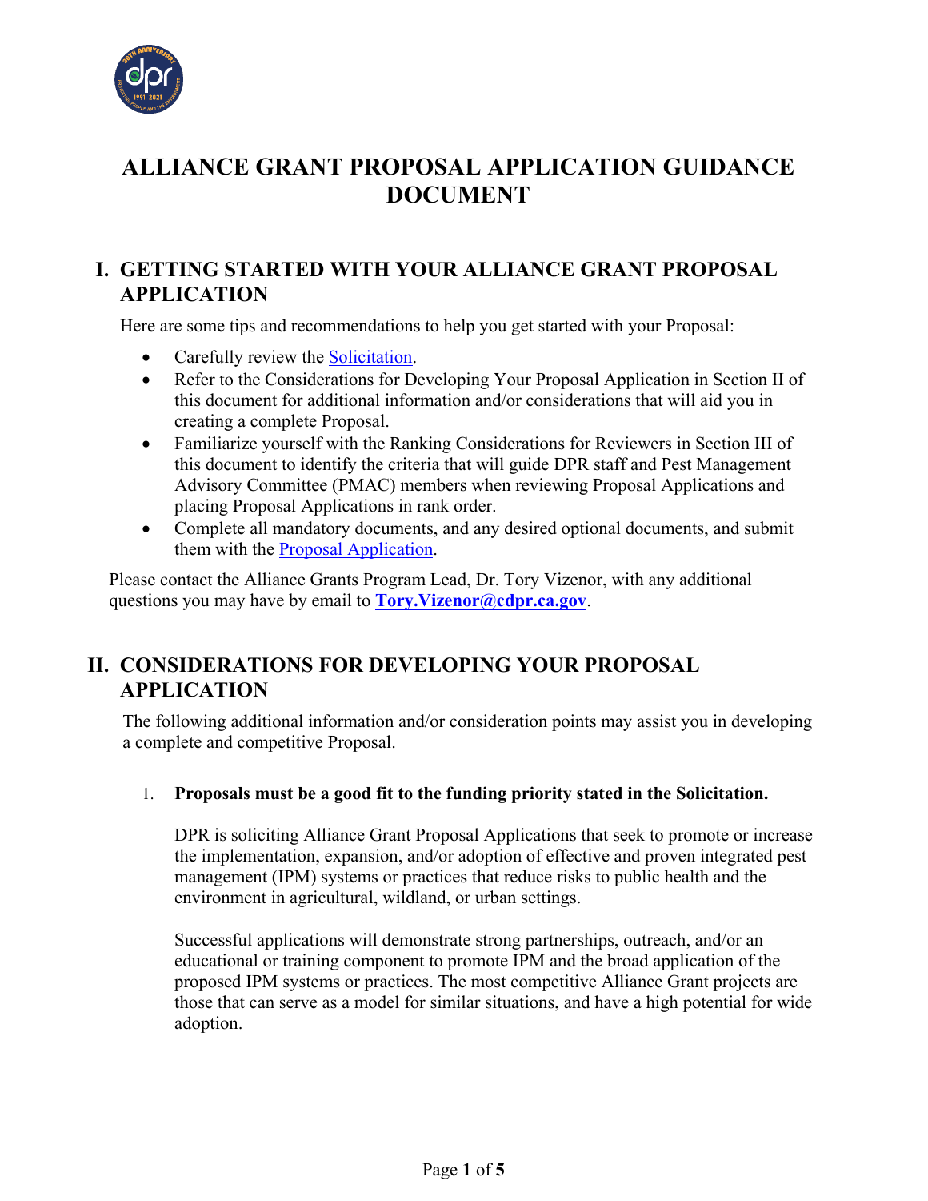# ALLIANCE GRANT PROPOSAL APPLICATION GUIDANCE DOCUMENT

## I. GETTING STARTED WITH YOUR ALLIANCE GRANT PROPOSAL APPLICATION

Here are some tips and recommendations to help you get started with your Proposal:

- Carefully review the Solicitation.
- Refer to the Considerations for Developing Your Proposal Application in Section II of this document for additional information and/or considerations that will aid you in creating a complete Proposal.
- Familiarize yourself with the Ranking Considerations for Reviewers in Section III of this document to identify the criteria that will guide DPR staff and Pest Management Advisory Committee (PMAC) members when reviewing Proposal Applications and placing Proposal Applications in rank order.
- Complete all mandatory documents, and any desired optional documents, and submit them with the Proposal Application.

Please contact the Alliance Grants Program Lead, Dr. Tory Vizenor, with any additional questions you may have by email to **Tory.Vizenor@cdpr.ca.gov**.

## II. CONSIDERATIONS FOR DEVELOPING YOUR PROPOSAL APPLICATION

The following additional information and/or consideration points may assist you in developing a complete and competitive Proposal.

1. **Proposals must be a good fit to the funding priority stated in the Solicitation.**

   DPR is soliciting Alliance Grant Proposal Applications that seek to promote or increase the implementation, expansion, and/or adoption of effective and proven integrated pest management (IPM) systems or practices that reduce risks to public health and the environment in agricultural, wildland, or urban settings.

   Successful applications will demonstrate strong partnerships, outreach, and/or an educational or training component to promote IPM and the broad application of the proposed IPM systems or practices. The most competitive Alliance Grant projects are those that can serve as a model for similar situations, and have a high potential for wide adoption.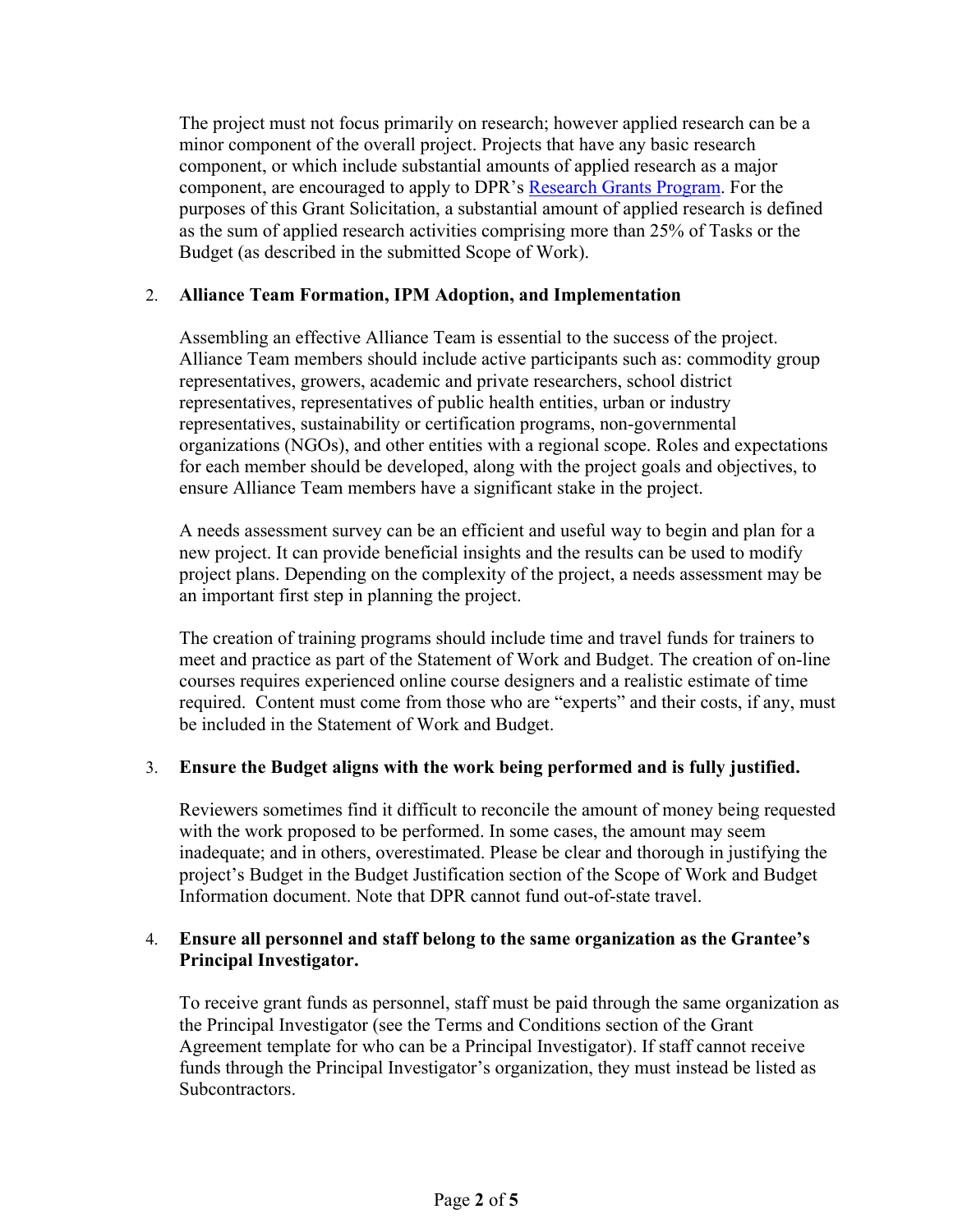The project must not focus primarily on research; however applied research can be a minor component of the overall project. Projects that have any basic research component, or which include substantial amounts of applied research as a major component, are encouraged to apply to DPR's [Research Grants Program](). For the purposes of this Grant Solicitation, a substantial amount of applied research is defined as the sum of applied research activities comprising more than 25% of Tasks or the Budget (as described in the submitted Scope of Work).

2. **Alliance Team Formation, IPM Adoption, and Implementation**

   Assembling an effective Alliance Team is essential to the success of the project. Alliance Team members should include active participants such as: commodity group representatives, growers, academic and private researchers, school district representatives, representatives of public health entities, urban or industry representatives, sustainability or certification programs, non-governmental organizations (NGOs), and other entities with a regional scope. Roles and expectations for each member should be developed, along with the project goals and objectives, to ensure Alliance Team members have a significant stake in the project.

   A needs assessment survey can be an efficient and useful way to begin and plan for a new project. It can provide beneficial insights and the results can be used to modify project plans. Depending on the complexity of the project, a needs assessment may be an important first step in planning the project.

   The creation of training programs should include time and travel funds for trainers to meet and practice as part of the Statement of Work and Budget. The creation of on-line courses requires experienced online course designers and a realistic estimate of time required. Content must come from those who are "experts" and their costs, if any, must be included in the Statement of Work and Budget.

3. **Ensure the Budget aligns with the work being performed and is fully justified.**

   Reviewers sometimes find it difficult to reconcile the amount of money being requested with the work proposed to be performed. In some cases, the amount may seem inadequate; and in others, overestimated. Please be clear and thorough in justifying the project's Budget in the Budget Justification section of the Scope of Work and Budget Information document. Note that DPR cannot fund out-of-state travel.

4. **Ensure all personnel and staff belong to the same organization as the Grantee's Principal Investigator.**

   To receive grant funds as personnel, staff must be paid through the same organization as the Principal Investigator (see the Terms and Conditions section of the Grant Agreement template for who can be a Principal Investigator). If staff cannot receive funds through the Principal Investigator's organization, they must instead be listed as Subcontractors.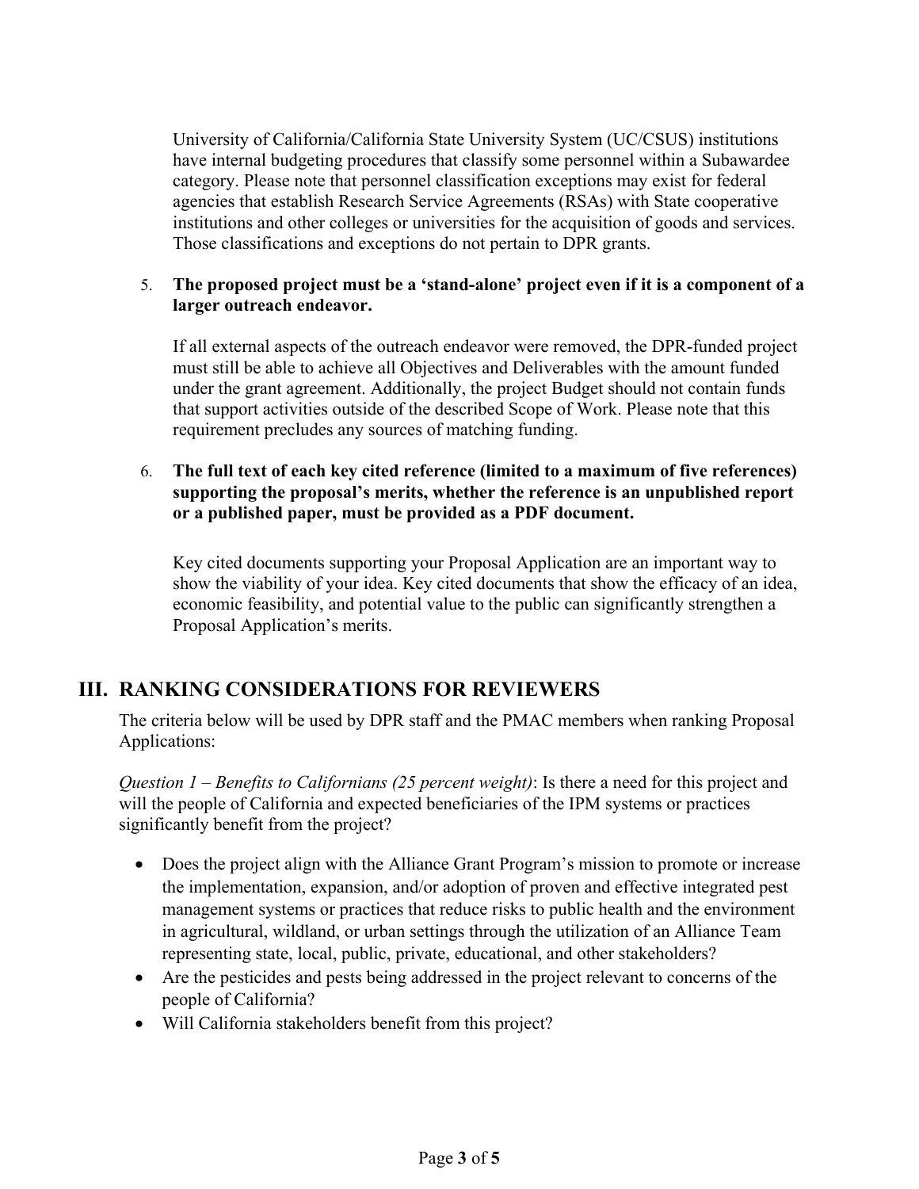University of California/California State University System (UC/CSUS) institutions have internal budgeting procedures that classify some personnel within a Subawardee category. Please note that personnel classification exceptions may exist for federal agencies that establish Research Service Agreements (RSAs) with State cooperative institutions and other colleges or universities for the acquisition of goods and services. Those classifications and exceptions do not pertain to DPR grants.

5. **The proposed project must be a 'stand-alone' project even if it is a component of a larger outreach endeavor.**

   If all external aspects of the outreach endeavor were removed, the DPR-funded project must still be able to achieve all Objectives and Deliverables with the amount funded under the grant agreement. Additionally, the project Budget should not contain funds that support activities outside of the described Scope of Work. Please note that this requirement precludes any sources of matching funding.

6. **The full text of each key cited reference (limited to a maximum of five references) supporting the proposal's merits, whether the reference is an unpublished report or a published paper, must be provided as a PDF document.**

   Key cited documents supporting your Proposal Application are an important way to show the viability of your idea. Key cited documents that show the efficacy of an idea, economic feasibility, and potential value to the public can significantly strengthen a Proposal Application's merits.

## III. RANKING CONSIDERATIONS FOR REVIEWERS

The criteria below will be used by DPR staff and the PMAC members when ranking Proposal Applications:

*Question 1 – Benefits to Californians (25 percent weight)*: Is there a need for this project and will the people of California and expected beneficiaries of the IPM systems or practices significantly benefit from the project?

- Does the project align with the Alliance Grant Program's mission to promote or increase the implementation, expansion, and/or adoption of proven and effective integrated pest management systems or practices that reduce risks to public health and the environment in agricultural, wildland, or urban settings through the utilization of an Alliance Team representing state, local, public, private, educational, and other stakeholders?
- Are the pesticides and pests being addressed in the project relevant to concerns of the people of California?
- Will California stakeholders benefit from this project?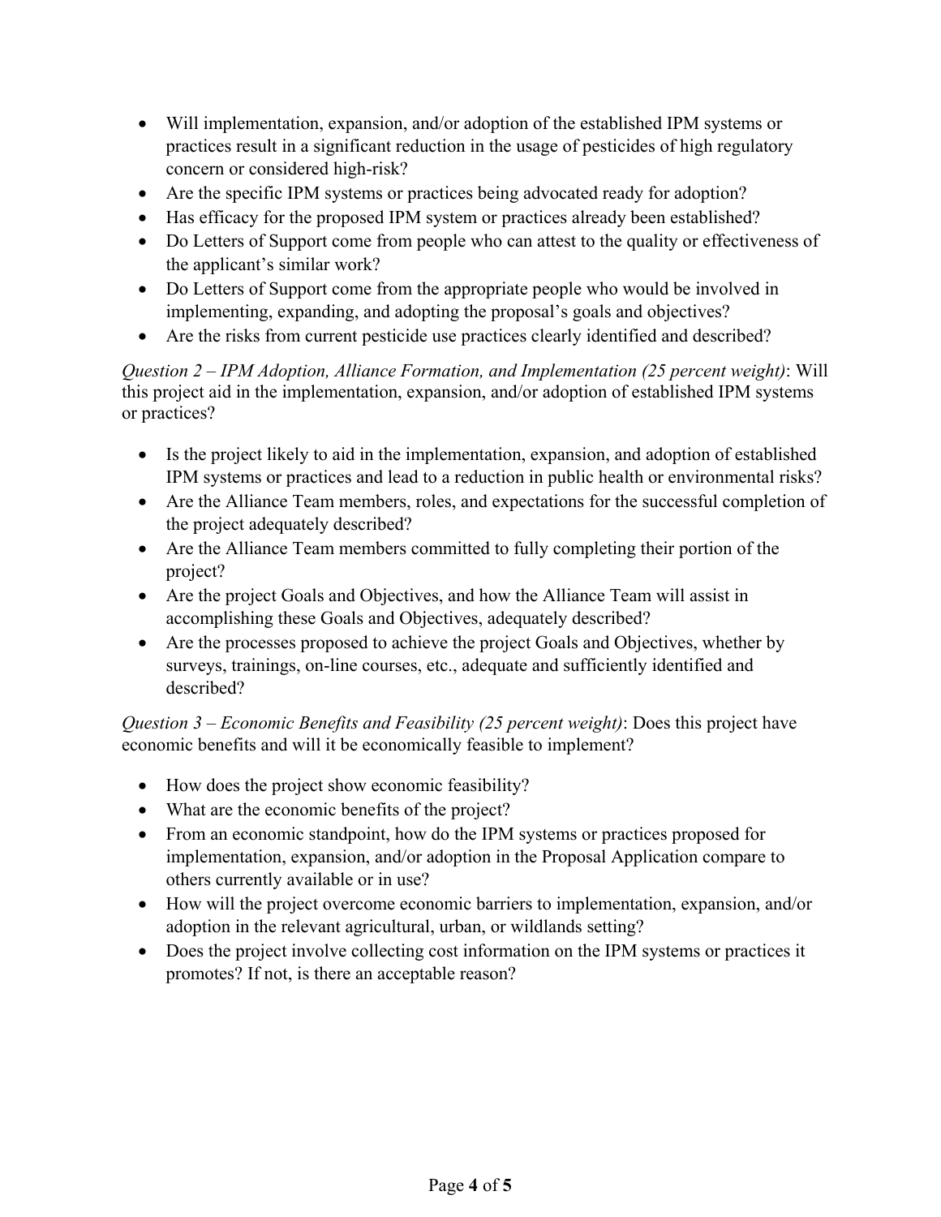- Will implementation, expansion, and/or adoption of the established IPM systems or practices result in a significant reduction in the usage of pesticides of high regulatory concern or considered high-risk?
- Are the specific IPM systems or practices being advocated ready for adoption?
- Has efficacy for the proposed IPM system or practices already been established?
- Do Letters of Support come from people who can attest to the quality or effectiveness of the applicant's similar work?
- Do Letters of Support come from the appropriate people who would be involved in implementing, expanding, and adopting the proposal's goals and objectives?
- Are the risks from current pesticide use practices clearly identified and described?

*Question 2 – IPM Adoption, Alliance Formation, and Implementation (25 percent weight)*: Will this project aid in the implementation, expansion, and/or adoption of established IPM systems or practices?

- Is the project likely to aid in the implementation, expansion, and adoption of established IPM systems or practices and lead to a reduction in public health or environmental risks?
- Are the Alliance Team members, roles, and expectations for the successful completion of the project adequately described?
- Are the Alliance Team members committed to fully completing their portion of the project?
- Are the project Goals and Objectives, and how the Alliance Team will assist in accomplishing these Goals and Objectives, adequately described?
- Are the processes proposed to achieve the project Goals and Objectives, whether by surveys, trainings, on-line courses, etc., adequate and sufficiently identified and described?

*Question 3 – Economic Benefits and Feasibility (25 percent weight)*: Does this project have economic benefits and will it be economically feasible to implement?

- How does the project show economic feasibility?
- What are the economic benefits of the project?
- From an economic standpoint, how do the IPM systems or practices proposed for implementation, expansion, and/or adoption in the Proposal Application compare to others currently available or in use?
- How will the project overcome economic barriers to implementation, expansion, and/or adoption in the relevant agricultural, urban, or wildlands setting?
- Does the project involve collecting cost information on the IPM systems or practices it promotes? If not, is there an acceptable reason?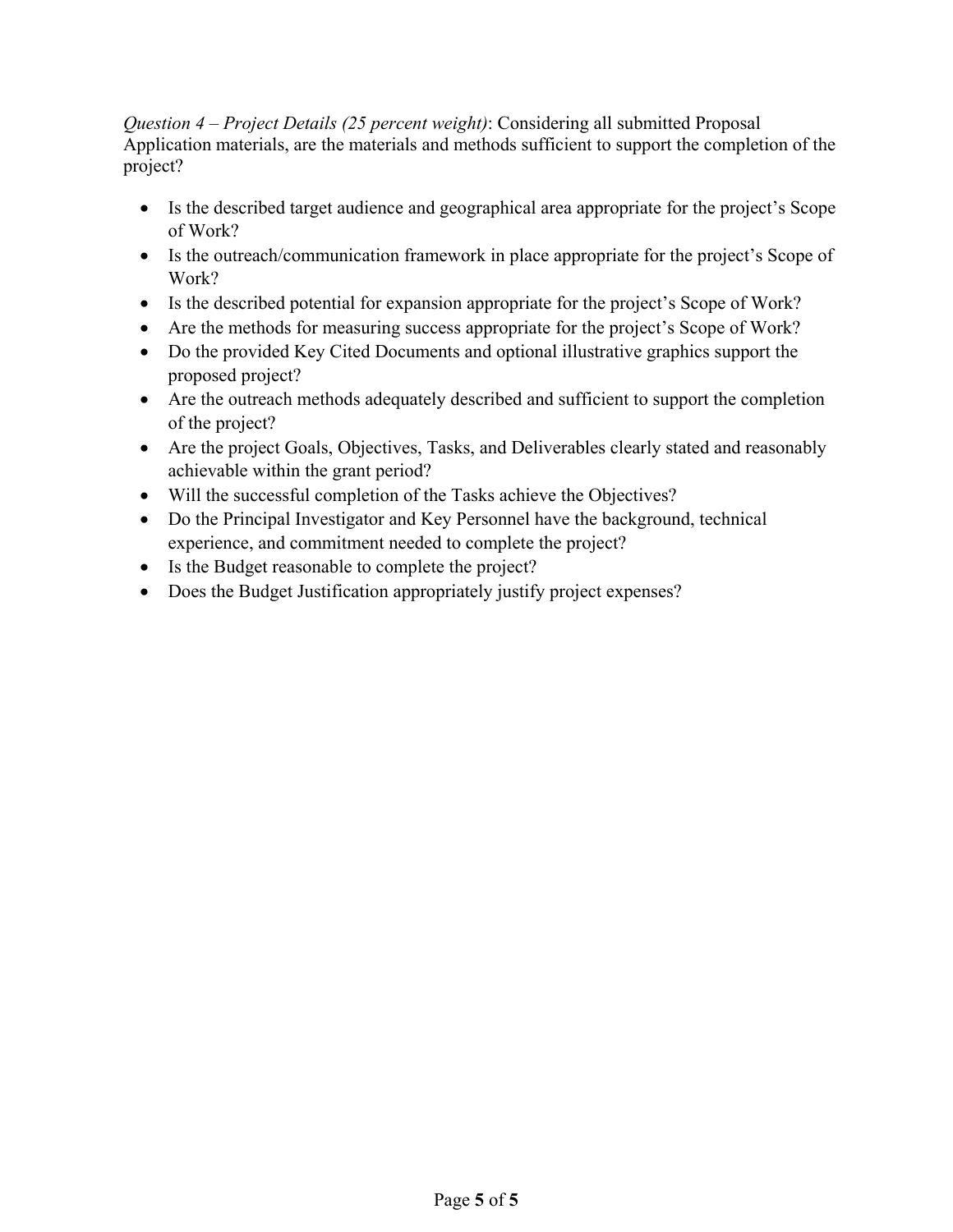*Question 4 – Project Details (25 percent weight)*: Considering all submitted Proposal Application materials, are the materials and methods sufficient to support the completion of the project?

- Is the described target audience and geographical area appropriate for the project's Scope of Work?
- Is the outreach/communication framework in place appropriate for the project's Scope of Work?
- Is the described potential for expansion appropriate for the project's Scope of Work?
- Are the methods for measuring success appropriate for the project's Scope of Work?
- Do the provided Key Cited Documents and optional illustrative graphics support the proposed project?
- Are the outreach methods adequately described and sufficient to support the completion of the project?
- Are the project Goals, Objectives, Tasks, and Deliverables clearly stated and reasonably achievable within the grant period?
- Will the successful completion of the Tasks achieve the Objectives?
- Do the Principal Investigator and Key Personnel have the background, technical experience, and commitment needed to complete the project?
- Is the Budget reasonable to complete the project?
- Does the Budget Justification appropriately justify project expenses?